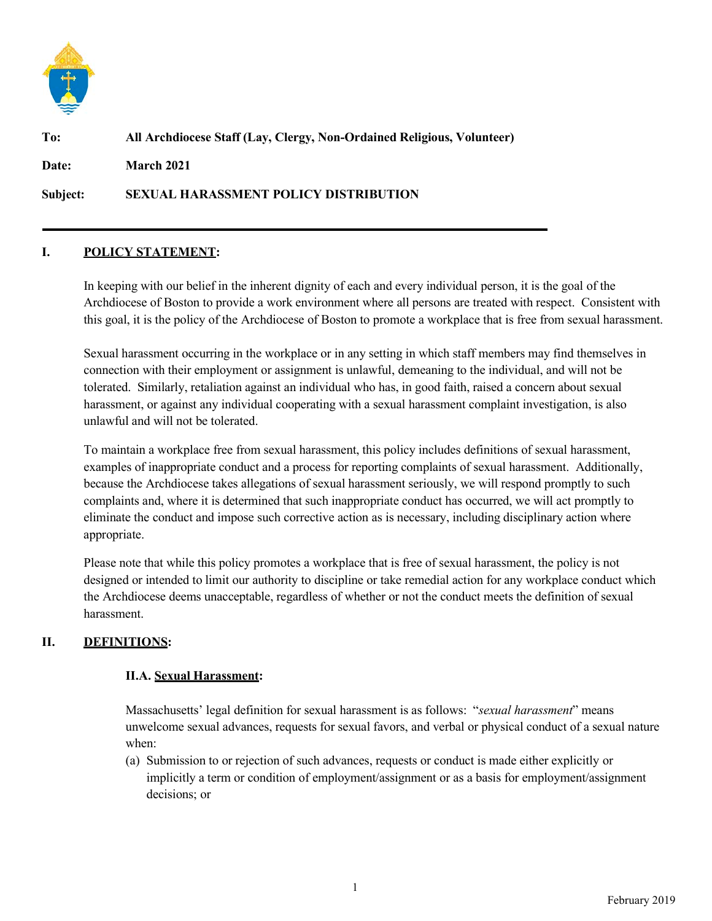**To:** All Archdiocese Staff (Lay, Clergy, Non-Ordained Religious, Volunteer)

**Date:** March 2021

**Subject:** SEXUAL HARASSMENT POLICY DISTRIBUTION

---

## I. POLICY STATEMENT:

In keeping with our belief in the inherent dignity of each and every individual person, it is the goal of the Archdiocese of Boston to provide a work environment where all persons are treated with respect. Consistent with this goal, it is the policy of the Archdiocese of Boston to promote a workplace that is free from sexual harassment.

Sexual harassment occurring in the workplace or in any setting in which staff members may find themselves in connection with their employment or assignment is unlawful, demeaning to the individual, and will not be tolerated. Similarly, retaliation against an individual who has, in good faith, raised a concern about sexual harassment, or against any individual cooperating with a sexual harassment complaint investigation, is also unlawful and will not be tolerated.

To maintain a workplace free from sexual harassment, this policy includes definitions of sexual harassment, examples of inappropriate conduct and a process for reporting complaints of sexual harassment. Additionally, because the Archdiocese takes allegations of sexual harassment seriously, we will respond promptly to such complaints and, where it is determined that such inappropriate conduct has occurred, we will act promptly to eliminate the conduct and impose such corrective action as is necessary, including disciplinary action where appropriate.

Please note that while this policy promotes a workplace that is free of sexual harassment, the policy is not designed or intended to limit our authority to discipline or take remedial action for any workplace conduct which the Archdiocese deems unacceptable, regardless of whether or not the conduct meets the definition of sexual harassment.

## II. DEFINITIONS:

### II.A. Sexual Harassment:

Massachusetts' legal definition for sexual harassment is as follows: "*sexual harassment*" means unwelcome sexual advances, requests for sexual favors, and verbal or physical conduct of a sexual nature when:

(a) Submission to or rejection of such advances, requests or conduct is made either explicitly or implicitly a term or condition of employment/assignment or as a basis for employment/assignment decisions; or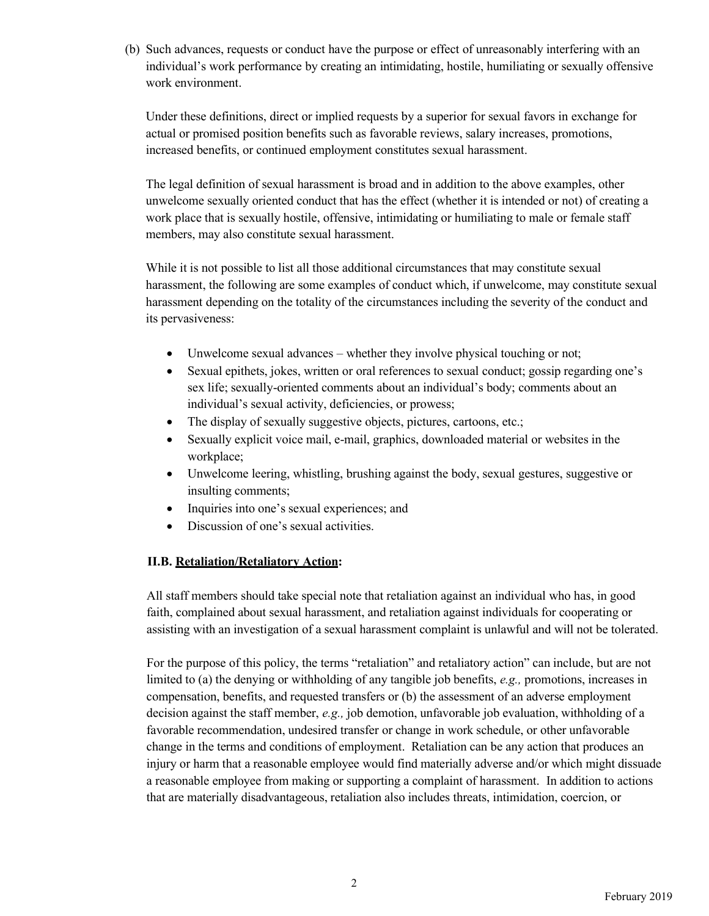(b) Such advances, requests or conduct have the purpose or effect of unreasonably interfering with an individual's work performance by creating an intimidating, hostile, humiliating or sexually offensive work environment.

Under these definitions, direct or implied requests by a superior for sexual favors in exchange for actual or promised position benefits such as favorable reviews, salary increases, promotions, increased benefits, or continued employment constitutes sexual harassment.

The legal definition of sexual harassment is broad and in addition to the above examples, other unwelcome sexually oriented conduct that has the effect (whether it is intended or not) of creating a work place that is sexually hostile, offensive, intimidating or humiliating to male or female staff members, may also constitute sexual harassment.

While it is not possible to list all those additional circumstances that may constitute sexual harassment, the following are some examples of conduct which, if unwelcome, may constitute sexual harassment depending on the totality of the circumstances including the severity of the conduct and its pervasiveness:

- Unwelcome sexual advances – whether they involve physical touching or not;
- Sexual epithets, jokes, written or oral references to sexual conduct; gossip regarding one's sex life; sexually-oriented comments about an individual's body; comments about an individual's sexual activity, deficiencies, or prowess;
- The display of sexually suggestive objects, pictures, cartoons, etc.;
- Sexually explicit voice mail, e-mail, graphics, downloaded material or websites in the workplace;
- Unwelcome leering, whistling, brushing against the body, sexual gestures, suggestive or insulting comments;
- Inquiries into one's sexual experiences; and
- Discussion of one's sexual activities.

**II.B. Retaliation/Retaliatory Action:**

All staff members should take special note that retaliation against an individual who has, in good faith, complained about sexual harassment, and retaliation against individuals for cooperating or assisting with an investigation of a sexual harassment complaint is unlawful and will not be tolerated.

For the purpose of this policy, the terms "retaliation" and retaliatory action" can include, but are not limited to (a) the denying or withholding of any tangible job benefits, *e.g.,* promotions, increases in compensation, benefits, and requested transfers or (b) the assessment of an adverse employment decision against the staff member, *e.g.,* job demotion, unfavorable job evaluation, withholding of a favorable recommendation, undesired transfer or change in work schedule, or other unfavorable change in the terms and conditions of employment. Retaliation can be any action that produces an injury or harm that a reasonable employee would find materially adverse and/or which might dissuade a reasonable employee from making or supporting a complaint of harassment. In addition to actions that are materially disadvantageous, retaliation also includes threats, intimidation, coercion, or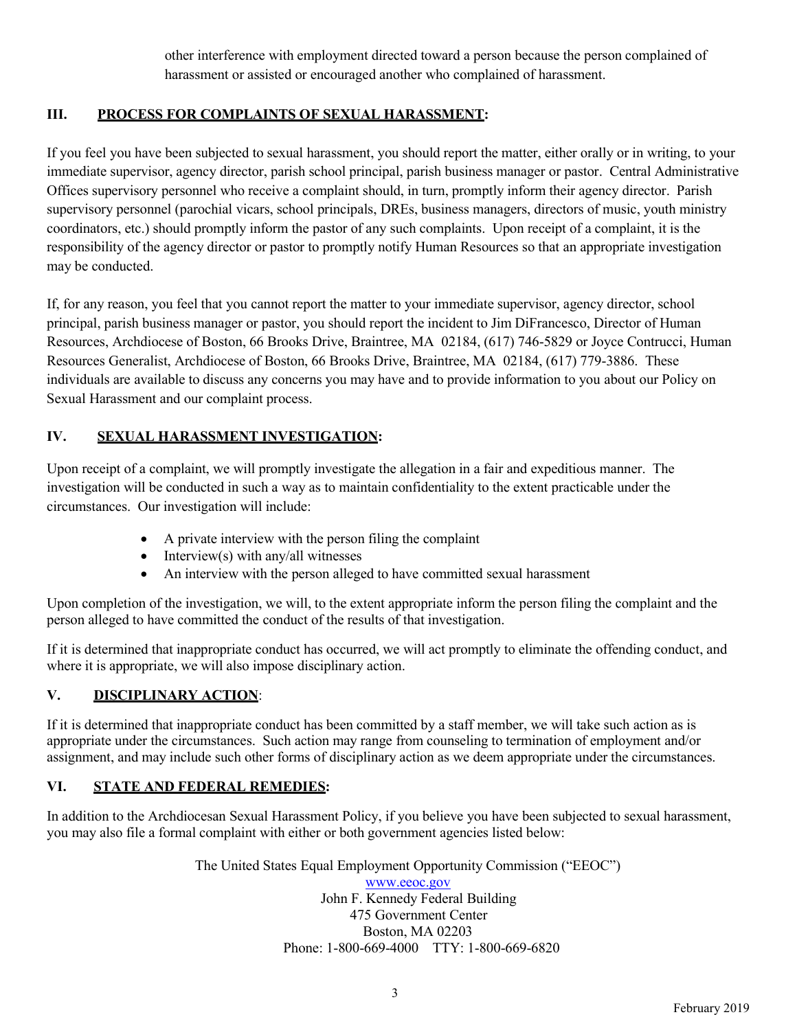other interference with employment directed toward a person because the person complained of harassment or assisted or encouraged another who complained of harassment.

## III. PROCESS FOR COMPLAINTS OF SEXUAL HARASSMENT:

If you feel you have been subjected to sexual harassment, you should report the matter, either orally or in writing, to your immediate supervisor, agency director, parish school principal, parish business manager or pastor. Central Administrative Offices supervisory personnel who receive a complaint should, in turn, promptly inform their agency director. Parish supervisory personnel (parochial vicars, school principals, DREs, business managers, directors of music, youth ministry coordinators, etc.) should promptly inform the pastor of any such complaints. Upon receipt of a complaint, it is the responsibility of the agency director or pastor to promptly notify Human Resources so that an appropriate investigation may be conducted.

If, for any reason, you feel that you cannot report the matter to your immediate supervisor, agency director, school principal, parish business manager or pastor, you should report the incident to Jim DiFrancesco, Director of Human Resources, Archdiocese of Boston, 66 Brooks Drive, Braintree, MA 02184, (617) 746-5829 or Joyce Contrucci, Human Resources Generalist, Archdiocese of Boston, 66 Brooks Drive, Braintree, MA 02184, (617) 779-3886. These individuals are available to discuss any concerns you may have and to provide information to you about our Policy on Sexual Harassment and our complaint process.

## IV. SEXUAL HARASSMENT INVESTIGATION:

Upon receipt of a complaint, we will promptly investigate the allegation in a fair and expeditious manner. The investigation will be conducted in such a way as to maintain confidentiality to the extent practicable under the circumstances. Our investigation will include:

- A private interview with the person filing the complaint
- Interview(s) with any/all witnesses
- An interview with the person alleged to have committed sexual harassment

Upon completion of the investigation, we will, to the extent appropriate inform the person filing the complaint and the person alleged to have committed the conduct of the results of that investigation.

If it is determined that inappropriate conduct has occurred, we will act promptly to eliminate the offending conduct, and where it is appropriate, we will also impose disciplinary action.

## V. DISCIPLINARY ACTION:

If it is determined that inappropriate conduct has been committed by a staff member, we will take such action as is appropriate under the circumstances. Such action may range from counseling to termination of employment and/or assignment, and may include such other forms of disciplinary action as we deem appropriate under the circumstances.

## VI. STATE AND FEDERAL REMEDIES:

In addition to the Archdiocesan Sexual Harassment Policy, if you believe you have been subjected to sexual harassment, you may also file a formal complaint with either or both government agencies listed below:

The United States Equal Employment Opportunity Commission ("EEOC")
www.eeoc.gov
John F. Kennedy Federal Building
475 Government Center
Boston, MA 02203
Phone: 1-800-669-4000 TTY: 1-800-669-6820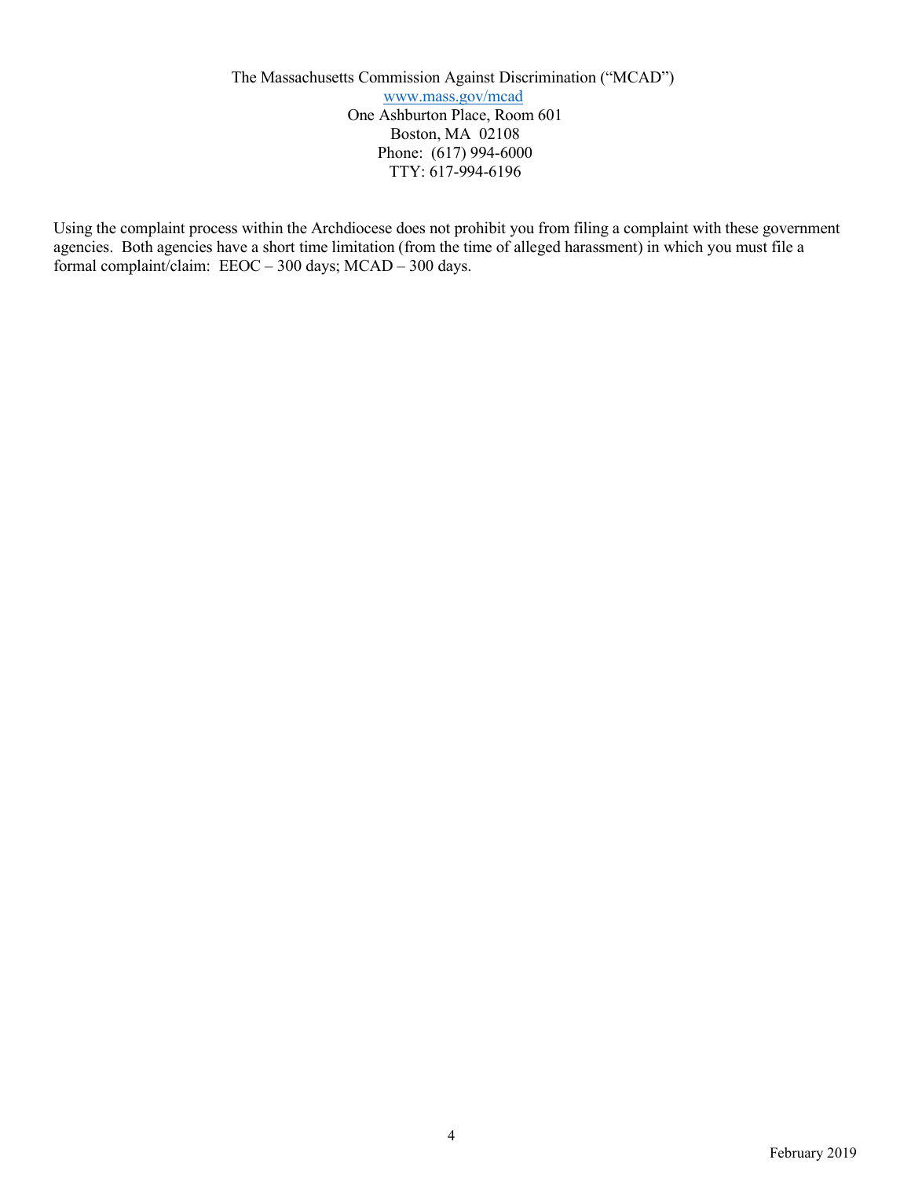The Massachusetts Commission Against Discrimination ("MCAD")
www.mass.gov/mcad
One Ashburton Place, Room 601
Boston, MA 02108
Phone: (617) 994-6000
TTY: 617-994-6196

Using the complaint process within the Archdiocese does not prohibit you from filing a complaint with these government agencies. Both agencies have a short time limitation (from the time of alleged harassment) in which you must file a formal complaint/claim: EEOC – 300 days; MCAD – 300 days.

February 2019